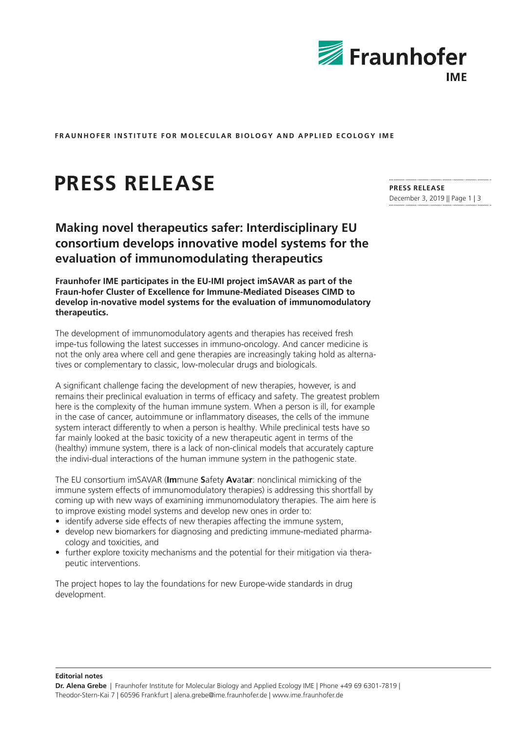**FRAUNHOFER INSTITUTE FOR MOLECULAR BIOLOGY AND APPLIED ECOLOGY IME**

# PRESS RELEASE

**PRESS RELEASE**
December 3, 2019

## Making novel therapeutics safer: Interdisciplinary EU consortium develops innovative model systems for the evaluation of immunomodulating therapeutics

**Fraunhofer IME participates in the EU-IMI project imSAVAR as part of the Fraun-hofer Cluster of Excellence for Immune-Mediated Diseases CIMD to develop in-novative model systems for the evaluation of immunomodulatory therapeutics.**

The development of immunomodulatory agents and therapies has received fresh impe-tus following the latest successes in immuno-oncology. And cancer medicine is not the only area where cell and gene therapies are increasingly taking hold as alterna-tives or complementary to classic, low-molecular drugs and biologicals.

A significant challenge facing the development of new therapies, however, is and remains their preclinical evaluation in terms of efficacy and safety. The greatest problem here is the complexity of the human immune system. When a person is ill, for example in the case of cancer, autoimmune or inflammatory diseases, the cells of the immune system interact differently to when a person is healthy. While preclinical tests have so far mainly looked at the basic toxicity of a new therapeutic agent in terms of the (healthy) immune system, there is a lack of non-clinical models that accurately capture the indivi-dual interactions of the human immune system in the pathogenic state.

The EU consortium imSAVAR (**Im**mune **S**afety **Av**at**ar**: nonclinical mimicking of the immune system effects of immunomodulatory therapies) is addressing this shortfall by coming up with new ways of examining immunomodulatory therapies. The aim here is to improve existing model systems and develop new ones in order to:

- identify adverse side effects of new therapies affecting the immune system,
- develop new biomarkers for diagnosing and predicting immune-mediated pharma-cology and toxicities, and
- further explore toxicity mechanisms and the potential for their mitigation via thera-peutic interventions.

The project hopes to lay the foundations for new Europe-wide standards in drug development.

**Editorial notes**
**Dr. Alena Grebe** | Fraunhofer Institute for Molecular Biology and Applied Ecology IME | Phone +49 69 6301-7819 | Theodor-Stern-Kai 7 | 60596 Frankfurt | alena.grebe@ime.fraunhofer.de | www.ime.fraunhofer.de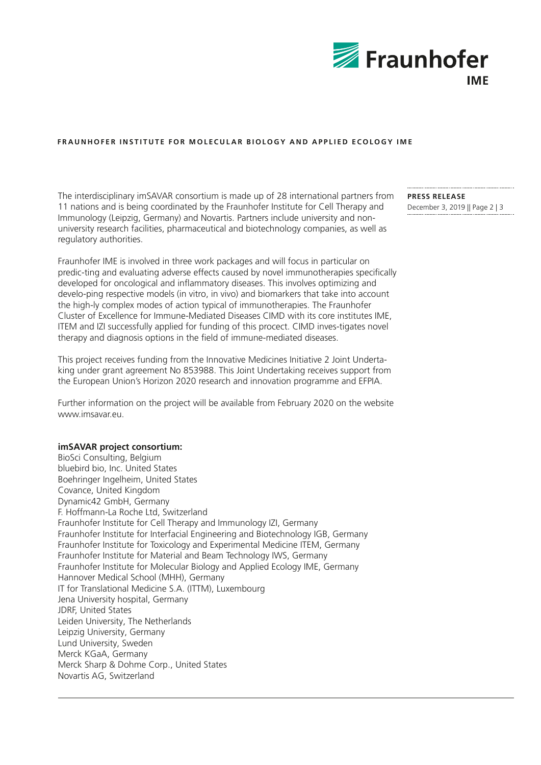The interdisciplinary imSAVAR consortium is made up of 28 international partners from 11 nations and is being coordinated by the Fraunhofer Institute for Cell Therapy and Immunology (Leipzig, Germany) and Novartis. Partners include university and non-university research facilities, pharmaceutical and biotechnology companies, as well as regulatory authorities.

Fraunhofer IME is involved in three work packages and will focus in particular on predic-ting and evaluating adverse effects caused by novel immunotherapies specifically developed for oncological and inflammatory diseases. This involves optimizing and develo-ping respective models (in vitro, in vivo) and biomarkers that take into account the high-ly complex modes of action typical of immunotherapies. The Fraunhofer Cluster of Excellence for Immune-Mediated Diseases CIMD with its core institutes IME, ITEM and IZI successfully applied for funding of this procect. CIMD inves-tigates novel therapy and diagnosis options in the field of immune-mediated diseases.

This project receives funding from the Innovative Medicines Initiative 2 Joint Underta-king under grant agreement No 853988. This Joint Undertaking receives support from the European Union's Horizon 2020 research and innovation programme and EFPIA.

Further information on the project will be available from February 2020 on the website www.imsavar.eu.

**imSAVAR project consortium:**

BioSci Consulting, Belgium
bluebird bio, Inc. United States
Boehringer Ingelheim, United States
Covance, United Kingdom
Dynamic42 GmbH, Germany
F. Hoffmann-La Roche Ltd, Switzerland
Fraunhofer Institute for Cell Therapy and Immunology IZI, Germany
Fraunhofer Institute for Interfacial Engineering and Biotechnology IGB, Germany
Fraunhofer Institute for Toxicology and Experimental Medicine ITEM, Germany
Fraunhofer Institute for Material and Beam Technology IWS, Germany
Fraunhofer Institute for Molecular Biology and Applied Ecology IME, Germany
Hannover Medical School (MHH), Germany
IT for Translational Medicine S.A. (ITTM), Luxembourg
Jena University hospital, Germany
JDRF, United States
Leiden University, The Netherlands
Leipzig University, Germany
Lund University, Sweden
Merck KGaA, Germany
Merck Sharp & Dohme Corp., United States
Novartis AG, Switzerland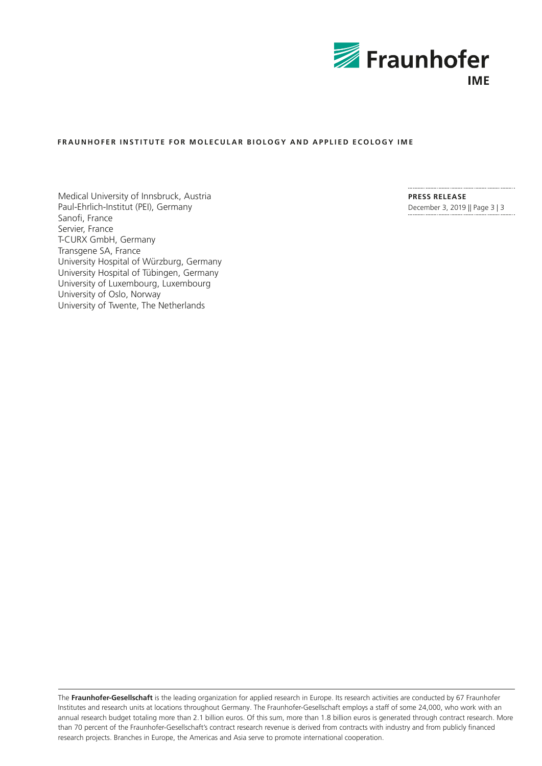Medical University of Innsbruck, Austria
Paul-Ehrlich-Institut (PEI), Germany
Sanofi, France
Servier, France
T-CURX GmbH, Germany
Transgene SA, France
University Hospital of Würzburg, Germany
University Hospital of Tübingen, Germany
University of Luxembourg, Luxembourg
University of Oslo, Norway
University of Twente, The Netherlands

The **Fraunhofer-Gesellschaft** is the leading organization for applied research in Europe. Its research activities are conducted by 67 Fraunhofer Institutes and research units at locations throughout Germany. The Fraunhofer-Gesellschaft employs a staff of some 24,000, who work with an annual research budget totaling more than 2.1 billion euros. Of this sum, more than 1.8 billion euros is generated through contract research. More than 70 percent of the Fraunhofer-Gesellschaft's contract research revenue is derived from contracts with industry and from publicly financed research projects. Branches in Europe, the Americas and Asia serve to promote international cooperation.